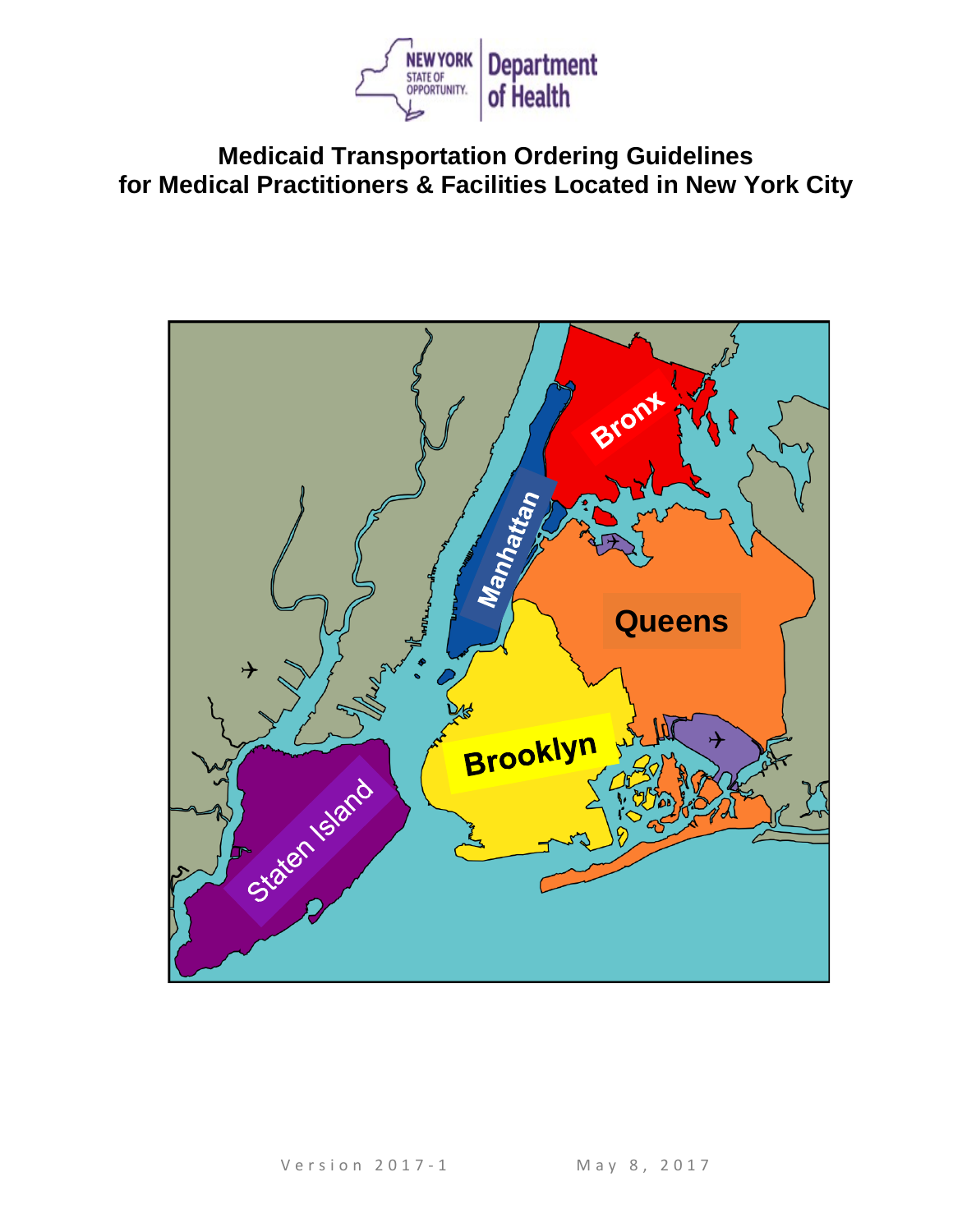# Medicaid Transportation Ordering Guidelines for Medical Practitioners & Facilities Located in New York City

Version 2017-1 May 8, 2017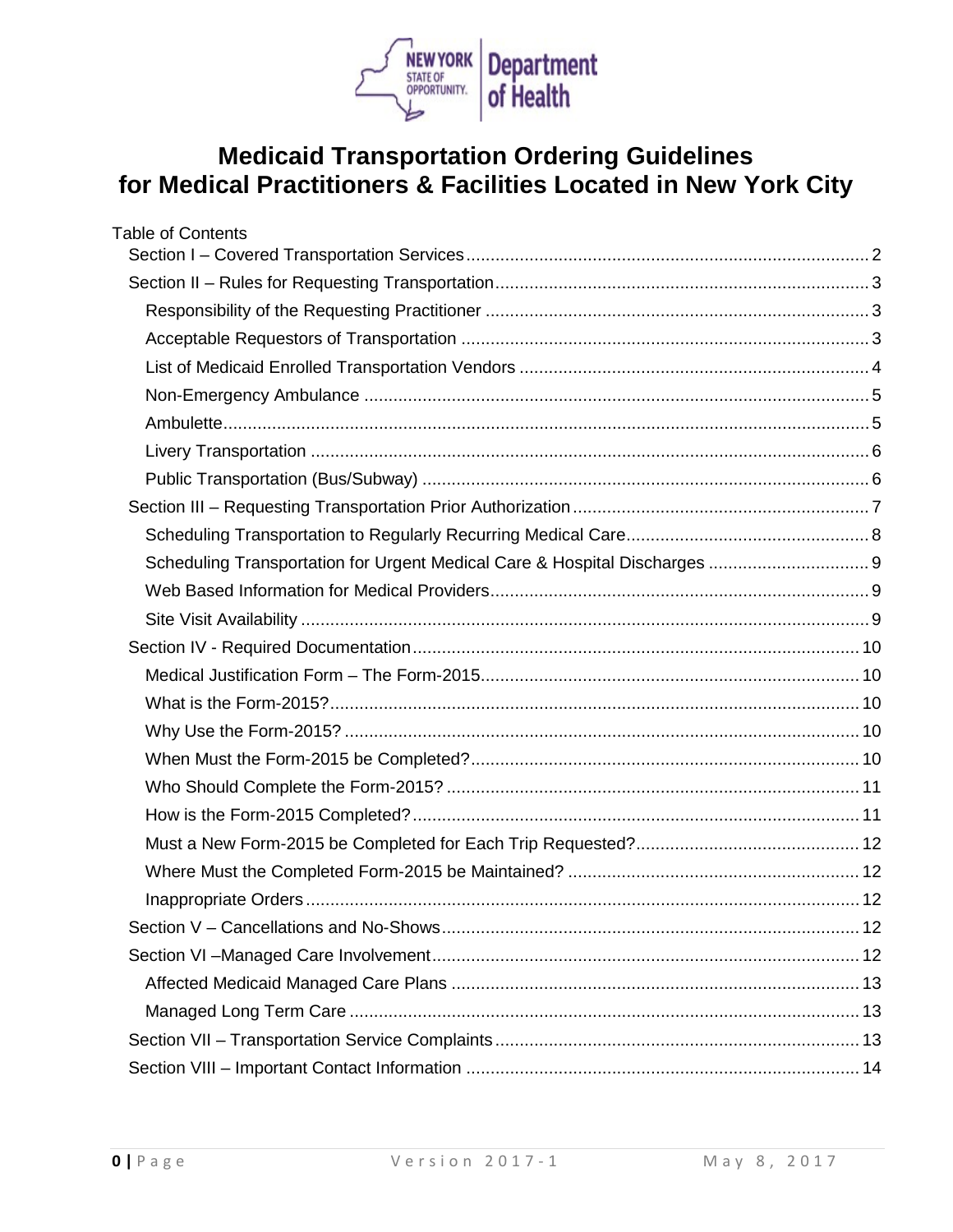# Medicaid Transportation Ordering Guidelines for Medical Practitioners & Facilities Located in New York City

Table of Contents

- Section I – Covered Transportation Services .......... 2
- Section II – Rules for Requesting Transportation .......... 3
  - Responsibility of the Requesting Practitioner .......... 3
  - Acceptable Requestors of Transportation .......... 3
  - List of Medicaid Enrolled Transportation Vendors .......... 4
  - Non-Emergency Ambulance .......... 5
  - Ambulette .......... 5
  - Livery Transportation .......... 6
  - Public Transportation (Bus/Subway) .......... 6
- Section III – Requesting Transportation Prior Authorization .......... 7
  - Scheduling Transportation to Regularly Recurring Medical Care .......... 8
  - Scheduling Transportation for Urgent Medical Care & Hospital Discharges .......... 9
  - Web Based Information for Medical Providers .......... 9
  - Site Visit Availability .......... 9
- Section IV - Required Documentation .......... 10
  - Medical Justification Form – The Form-2015 .......... 10
  - What is the Form-2015? .......... 10
  - Why Use the Form-2015? .......... 10
  - When Must the Form-2015 be Completed? .......... 10
  - Who Should Complete the Form-2015? .......... 11
  - How is the Form-2015 Completed? .......... 11
  - Must a New Form-2015 be Completed for Each Trip Requested? .......... 12
  - Where Must the Completed Form-2015 be Maintained? .......... 12
  - Inappropriate Orders .......... 12
- Section V – Cancellations and No-Shows .......... 12
- Section VI –Managed Care Involvement .......... 12
  - Affected Medicaid Managed Care Plans .......... 13
  - Managed Long Term Care .......... 13
- Section VII – Transportation Service Complaints .......... 13
- Section VIII – Important Contact Information .......... 14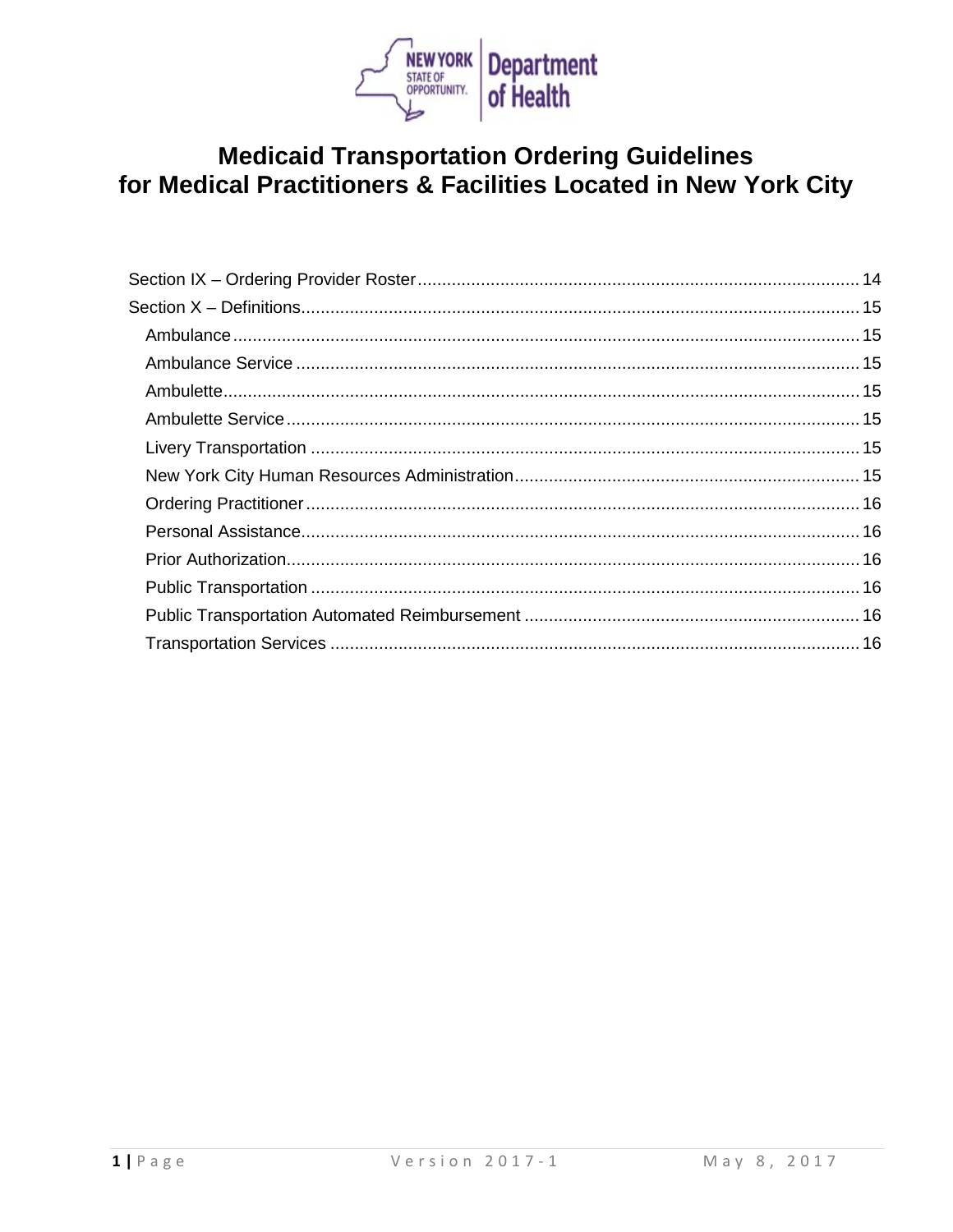# Medicaid Transportation Ordering Guidelines for Medical Practitioners & Facilities Located in New York City

- Section IX – Ordering Provider Roster .......... 14
- Section X – Definitions .......... 15
  - Ambulance .......... 15
  - Ambulance Service .......... 15
  - Ambulette .......... 15
  - Ambulette Service .......... 15
  - Livery Transportation .......... 15
  - New York City Human Resources Administration .......... 15
  - Ordering Practitioner .......... 16
  - Personal Assistance .......... 16
  - Prior Authorization .......... 16
  - Public Transportation .......... 16
  - Public Transportation Automated Reimbursement .......... 16
  - Transportation Services .......... 16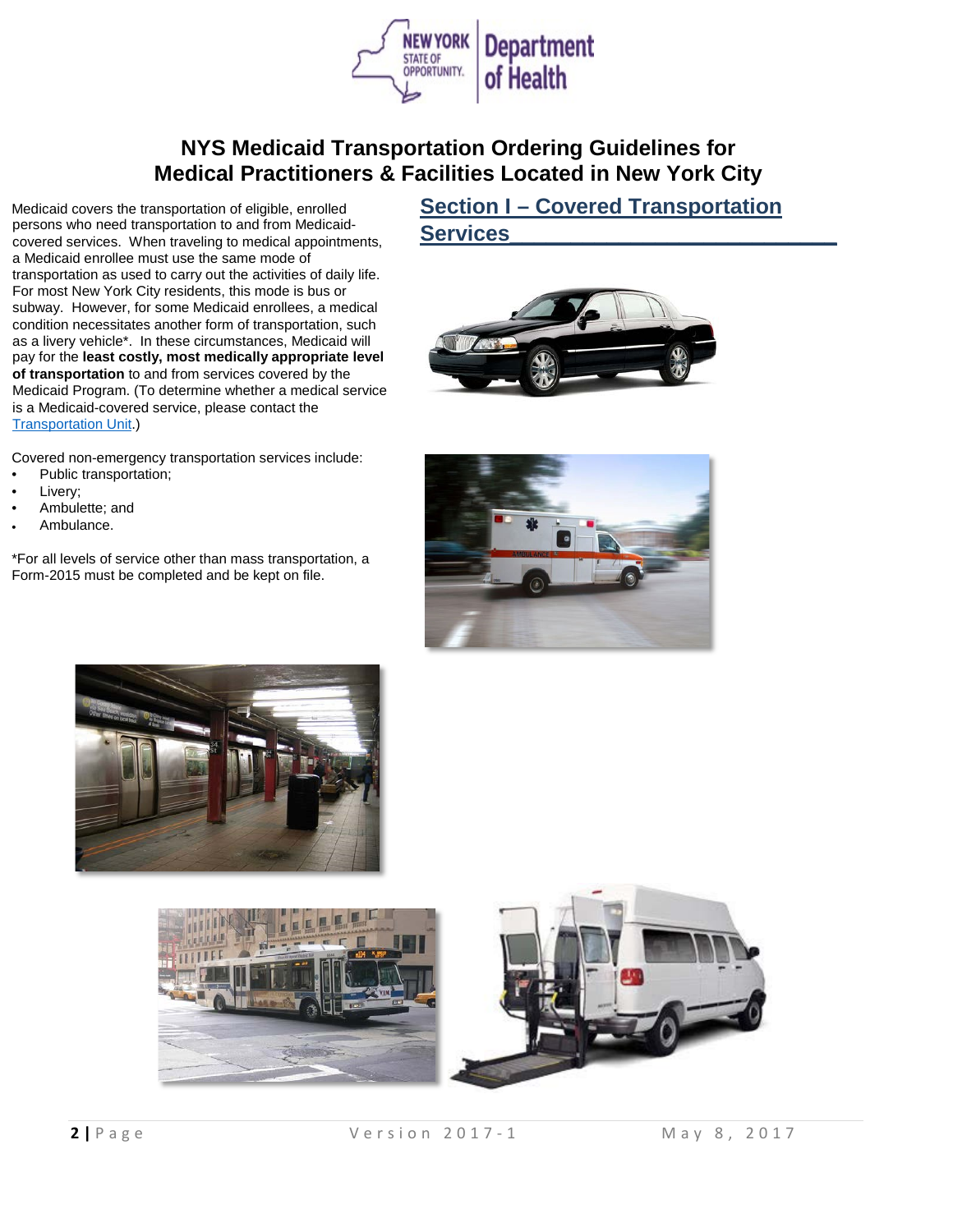# NYS Medicaid Transportation Ordering Guidelines for Medical Practitioners & Facilities Located in New York City

Medicaid covers the transportation of eligible, enrolled persons who need transportation to and from Medicaid-covered services. When traveling to medical appointments, a Medicaid enrollee must use the same mode of transportation as used to carry out the activities of daily life. For most New York City residents, this mode is bus or subway. However, for some Medicaid enrollees, a medical condition necessitates another form of transportation, such as a livery vehicle*. In these circumstances, Medicaid will pay for the **least costly, most medically appropriate level of transportation** to and from services covered by the Medicaid Program. (To determine whether a medical service is a Medicaid-covered service, please contact the Transportation Unit.)

Covered non-emergency transportation services include:

- Public transportation;
- Livery;
- Ambulette; and
- Ambulance.

*For all levels of service other than mass transportation, a Form-2015 must be completed and be kept on file.

## Section I – Covered Transportation Services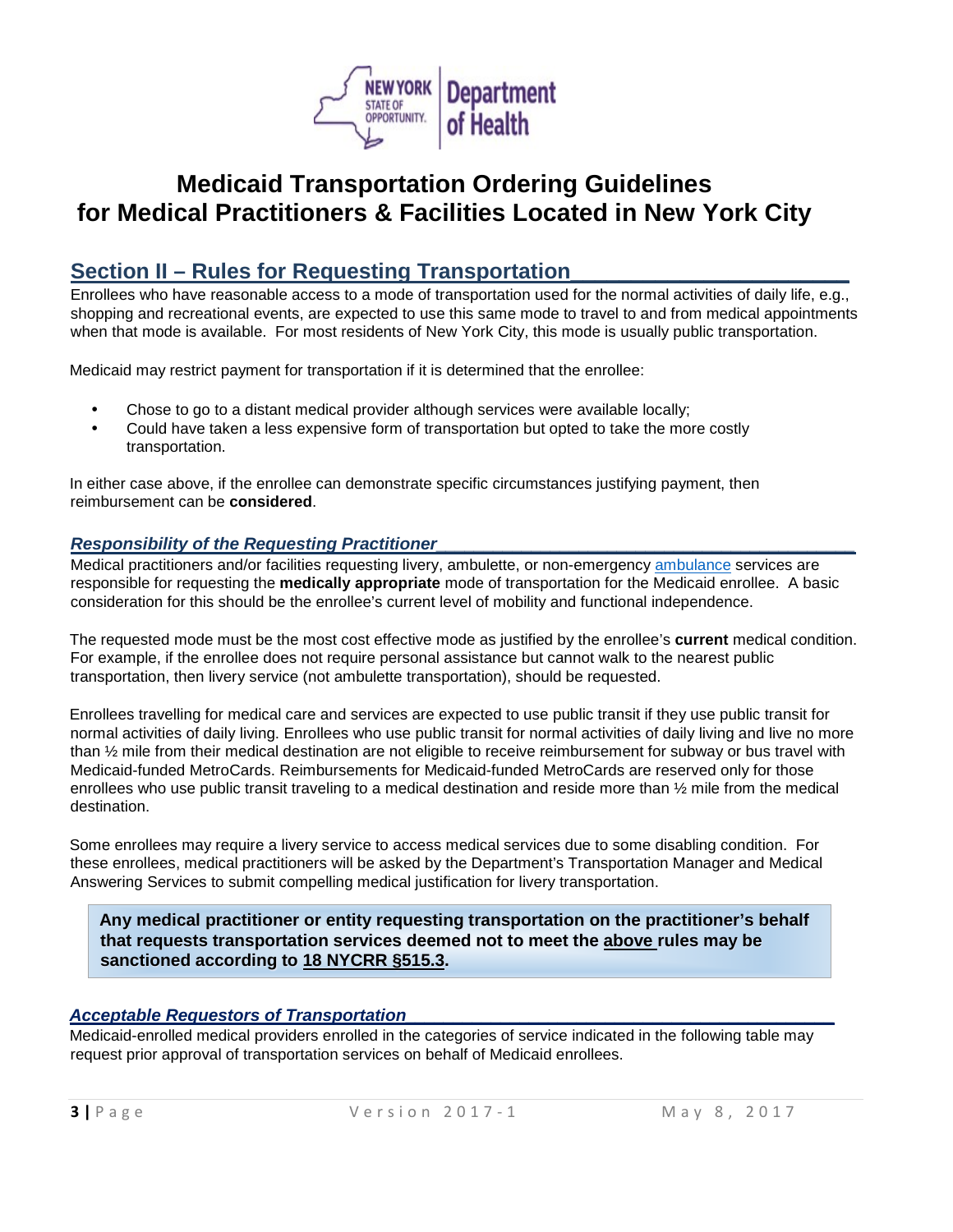# Medicaid Transportation Ordering Guidelines for Medical Practitioners & Facilities Located in New York City

## Section II – Rules for Requesting Transportation

Enrollees who have reasonable access to a mode of transportation used for the normal activities of daily life, e.g., shopping and recreational events, are expected to use this same mode to travel to and from medical appointments when that mode is available. For most residents of New York City, this mode is usually public transportation.

Medicaid may restrict payment for transportation if it is determined that the enrollee:

- Chose to go to a distant medical provider although services were available locally;
- Could have taken a less expensive form of transportation but opted to take the more costly transportation.

In either case above, if the enrollee can demonstrate specific circumstances justifying payment, then reimbursement can be **considered**.

### *Responsibility of the Requesting Practitioner*

Medical practitioners and/or facilities requesting livery, ambulette, or non-emergency ambulance services are responsible for requesting the **medically appropriate** mode of transportation for the Medicaid enrollee. A basic consideration for this should be the enrollee's current level of mobility and functional independence.

The requested mode must be the most cost effective mode as justified by the enrollee's **current** medical condition. For example, if the enrollee does not require personal assistance but cannot walk to the nearest public transportation, then livery service (not ambulette transportation), should be requested.

Enrollees travelling for medical care and services are expected to use public transit if they use public transit for normal activities of daily living. Enrollees who use public transit for normal activities of daily living and live no more than ½ mile from their medical destination are not eligible to receive reimbursement for subway or bus travel with Medicaid-funded MetroCards. Reimbursements for Medicaid-funded MetroCards are reserved only for those enrollees who use public transit traveling to a medical destination and reside more than ½ mile from the medical destination.

Some enrollees may require a livery service to access medical services due to some disabling condition. For these enrollees, medical practitioners will be asked by the Department's Transportation Manager and Medical Answering Services to submit compelling medical justification for livery transportation.

> **Any medical practitioner or entity requesting transportation on the practitioner's behalf that requests transportation services deemed not to meet the above rules may be sanctioned according to 18 NYCRR §515.3.**

### *Acceptable Requestors of Transportation*

Medicaid-enrolled medical providers enrolled in the categories of service indicated in the following table may request prior approval of transportation services on behalf of Medicaid enrollees.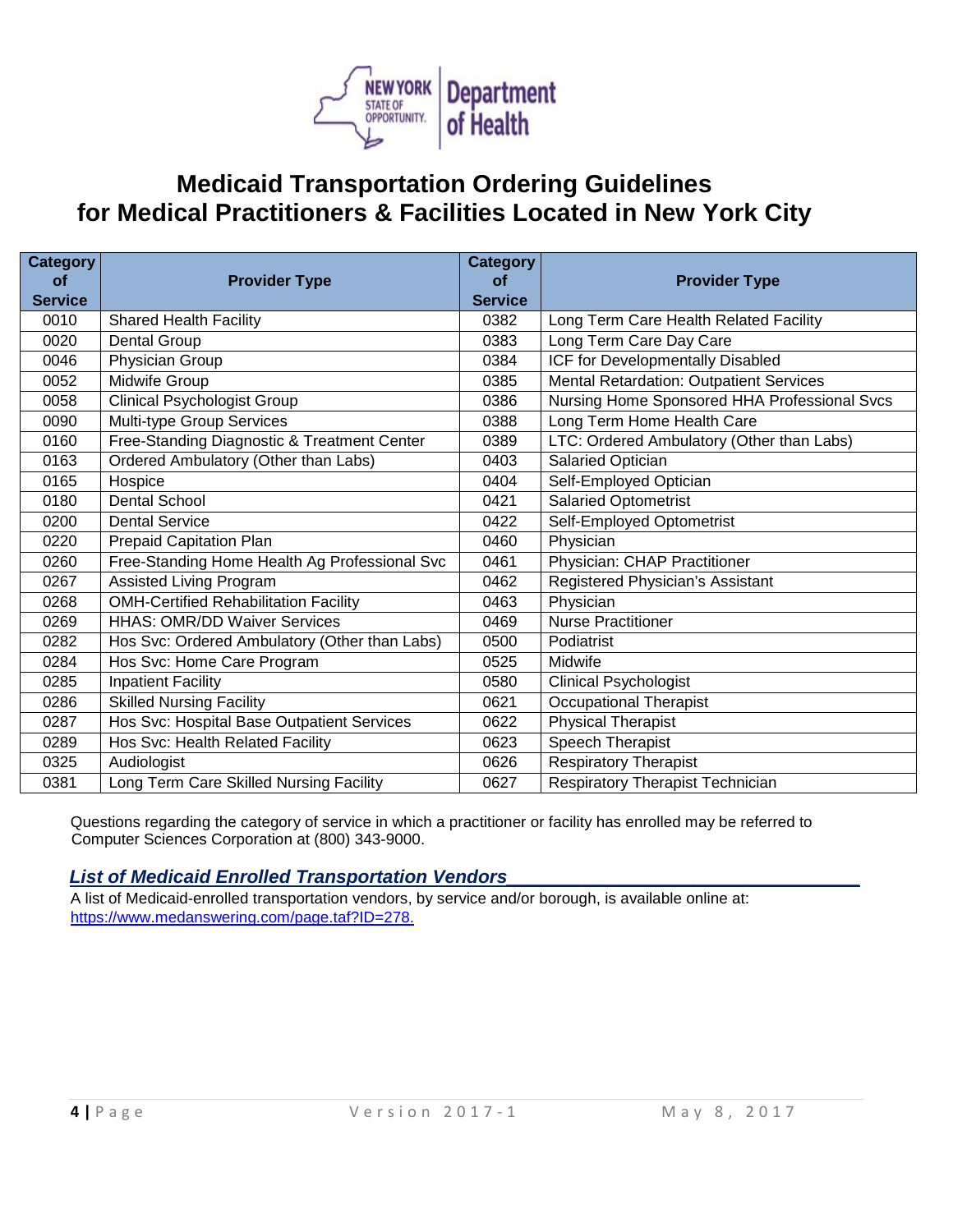# Medicaid Transportation Ordering Guidelines for Medical Practitioners & Facilities Located in New York City

| Category of Service | Provider Type | Category of Service | Provider Type |
|---|---|---|---|
| 0010 | Shared Health Facility | 0382 | Long Term Care Health Related Facility |
| 0020 | Dental Group | 0383 | Long Term Care Day Care |
| 0046 | Physician Group | 0384 | ICF for Developmentally Disabled |
| 0052 | Midwife Group | 0385 | Mental Retardation: Outpatient Services |
| 0058 | Clinical Psychologist Group | 0386 | Nursing Home Sponsored HHA Professional Svcs |
| 0090 | Multi-type Group Services | 0388 | Long Term Home Health Care |
| 0160 | Free-Standing Diagnostic & Treatment Center | 0389 | LTC: Ordered Ambulatory (Other than Labs) |
| 0163 | Ordered Ambulatory (Other than Labs) | 0403 | Salaried Optician |
| 0165 | Hospice | 0404 | Self-Employed Optician |
| 0180 | Dental School | 0421 | Salaried Optometrist |
| 0200 | Dental Service | 0422 | Self-Employed Optometrist |
| 0220 | Prepaid Capitation Plan | 0460 | Physician |
| 0260 | Free-Standing Home Health Ag Professional Svc | 0461 | Physician: CHAP Practitioner |
| 0267 | Assisted Living Program | 0462 | Registered Physician's Assistant |
| 0268 | OMH-Certified Rehabilitation Facility | 0463 | Physician |
| 0269 | HHAS: OMR/DD Waiver Services | 0469 | Nurse Practitioner |
| 0282 | Hos Svc: Ordered Ambulatory (Other than Labs) | 0500 | Podiatrist |
| 0284 | Hos Svc: Home Care Program | 0525 | Midwife |
| 0285 | Inpatient Facility | 0580 | Clinical Psychologist |
| 0286 | Skilled Nursing Facility | 0621 | Occupational Therapist |
| 0287 | Hos Svc: Hospital Base Outpatient Services | 0622 | Physical Therapist |
| 0289 | Hos Svc: Health Related Facility | 0623 | Speech Therapist |
| 0325 | Audiologist | 0626 | Respiratory Therapist |
| 0381 | Long Term Care Skilled Nursing Facility | 0627 | Respiratory Therapist Technician |

Questions regarding the category of service in which a practitioner or facility has enrolled may be referred to Computer Sciences Corporation at (800) 343-9000.

## *List of Medicaid Enrolled Transportation Vendors*

A list of Medicaid-enrolled transportation vendors, by service and/or borough, is available online at: https://www.medanswering.com/page.taf?ID=278.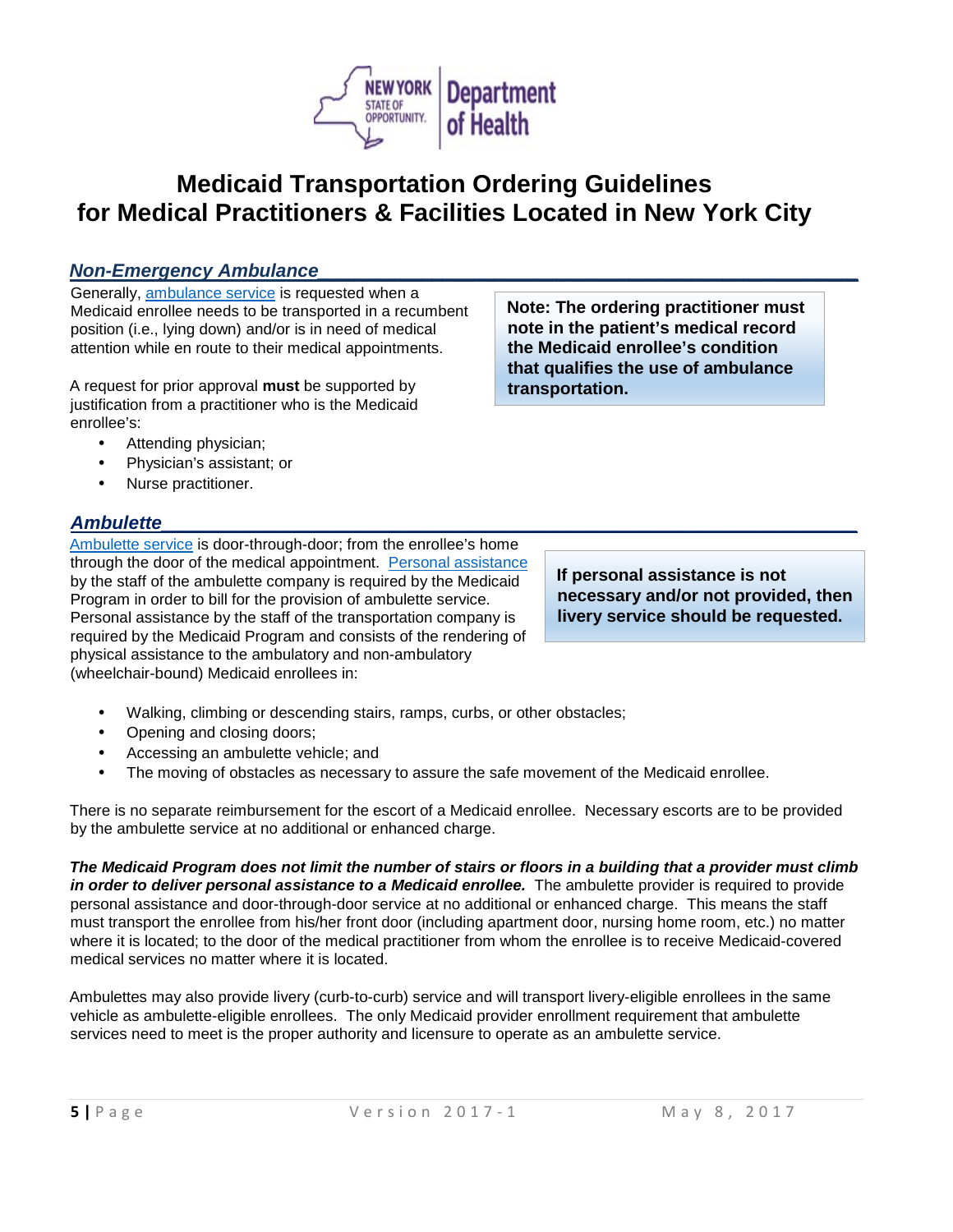# Medicaid Transportation Ordering Guidelines for Medical Practitioners & Facilities Located in New York City

## *Non-Emergency Ambulance*

Generally, ambulance service is requested when a Medicaid enrollee needs to be transported in a recumbent position (i.e., lying down) and/or is in need of medical attention while en route to their medical appointments.

**Note: The ordering practitioner must note in the patient's medical record the Medicaid enrollee's condition that qualifies the use of ambulance transportation.**

A request for prior approval **must** be supported by justification from a practitioner who is the Medicaid enrollee's:

- Attending physician;
- Physician's assistant; or
- Nurse practitioner.

## *Ambulette*

Ambulette service is door-through-door; from the enrollee's home through the door of the medical appointment. Personal assistance by the staff of the ambulette company is required by the Medicaid Program in order to bill for the provision of ambulette service. Personal assistance by the staff of the transportation company is required by the Medicaid Program and consists of the rendering of physical assistance to the ambulatory and non-ambulatory (wheelchair-bound) Medicaid enrollees in:

**If personal assistance is not necessary and/or not provided, then livery service should be requested.**

- Walking, climbing or descending stairs, ramps, curbs, or other obstacles;
- Opening and closing doors;
- Accessing an ambulette vehicle; and
- The moving of obstacles as necessary to assure the safe movement of the Medicaid enrollee.

There is no separate reimbursement for the escort of a Medicaid enrollee. Necessary escorts are to be provided by the ambulette service at no additional or enhanced charge.

***The Medicaid Program does not limit the number of stairs or floors in a building that a provider must climb in order to deliver personal assistance to a Medicaid enrollee.*** The ambulette provider is required to provide personal assistance and door-through-door service at no additional or enhanced charge. This means the staff must transport the enrollee from his/her front door (including apartment door, nursing home room, etc.) no matter where it is located; to the door of the medical practitioner from whom the enrollee is to receive Medicaid-covered medical services no matter where it is located.

Ambulettes may also provide livery (curb-to-curb) service and will transport livery-eligible enrollees in the same vehicle as ambulette-eligible enrollees. The only Medicaid provider enrollment requirement that ambulette services need to meet is the proper authority and licensure to operate as an ambulette service.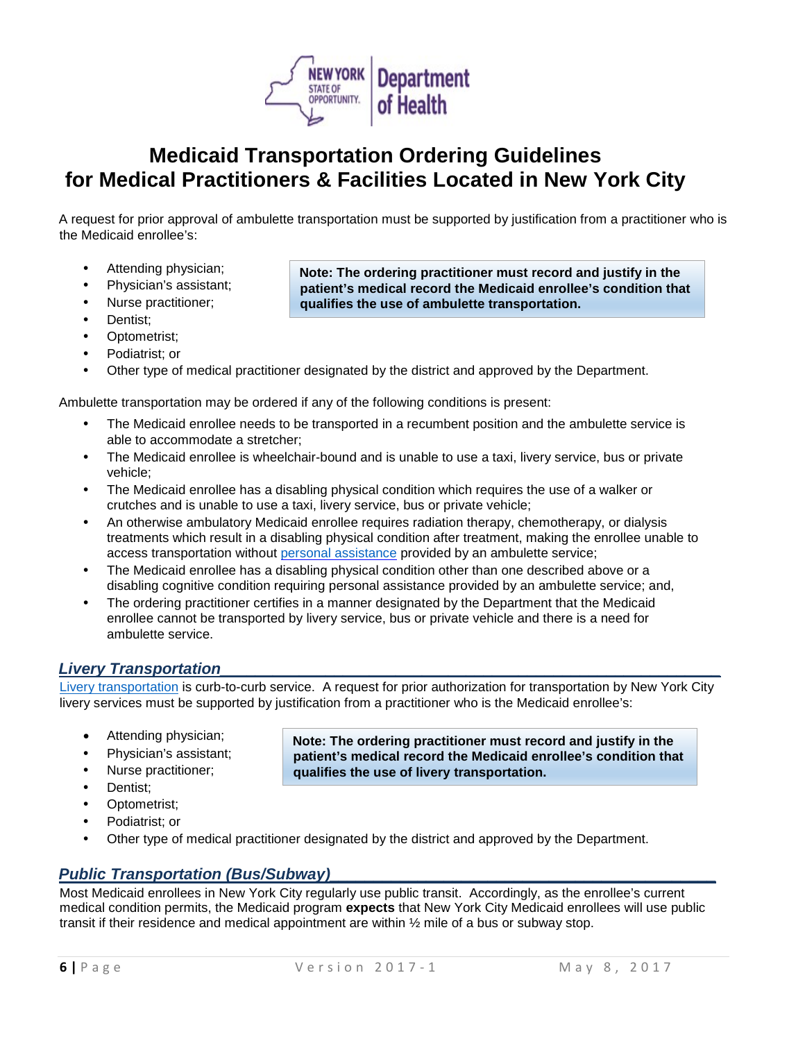# Medicaid Transportation Ordering Guidelines for Medical Practitioners & Facilities Located in New York City

A request for prior approval of ambulette transportation must be supported by justification from a practitioner who is the Medicaid enrollee's:

- Attending physician;
- Physician's assistant;
- Nurse practitioner;
- Dentist;
- Optometrist;
- Podiatrist; or
- Other type of medical practitioner designated by the district and approved by the Department.

> **Note: The ordering practitioner must record and justify in the patient's medical record the Medicaid enrollee's condition that qualifies the use of ambulette transportation.**

Ambulette transportation may be ordered if any of the following conditions is present:

- The Medicaid enrollee needs to be transported in a recumbent position and the ambulette service is able to accommodate a stretcher;
- The Medicaid enrollee is wheelchair-bound and is unable to use a taxi, livery service, bus or private vehicle;
- The Medicaid enrollee has a disabling physical condition which requires the use of a walker or crutches and is unable to use a taxi, livery service, bus or private vehicle;
- An otherwise ambulatory Medicaid enrollee requires radiation therapy, chemotherapy, or dialysis treatments which result in a disabling physical condition after treatment, making the enrollee unable to access transportation without personal assistance provided by an ambulette service;
- The Medicaid enrollee has a disabling physical condition other than one described above or a disabling cognitive condition requiring personal assistance provided by an ambulette service; and,
- The ordering practitioner certifies in a manner designated by the Department that the Medicaid enrollee cannot be transported by livery service, bus or private vehicle and there is a need for ambulette service.

## *Livery Transportation*

Livery transportation is curb-to-curb service. A request for prior authorization for transportation by New York City livery services must be supported by justification from a practitioner who is the Medicaid enrollee's:

- Attending physician;
- Physician's assistant;
- Nurse practitioner;
- Dentist;
- Optometrist;
- Podiatrist; or
- Other type of medical practitioner designated by the district and approved by the Department.

> **Note: The ordering practitioner must record and justify in the patient's medical record the Medicaid enrollee's condition that qualifies the use of livery transportation.**

## *Public Transportation (Bus/Subway)*

Most Medicaid enrollees in New York City regularly use public transit. Accordingly, as the enrollee's current medical condition permits, the Medicaid program **expects** that New York City Medicaid enrollees will use public transit if their residence and medical appointment are within ½ mile of a bus or subway stop.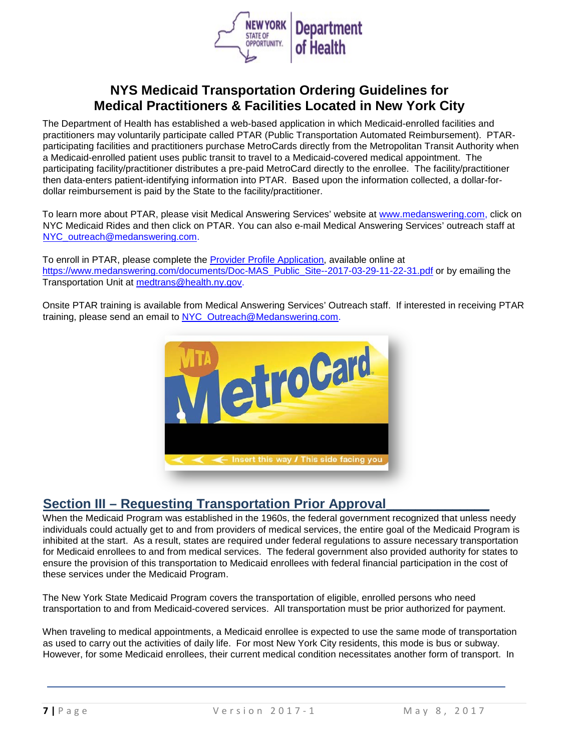# NYS Medicaid Transportation Ordering Guidelines for Medical Practitioners & Facilities Located in New York City

The Department of Health has established a web-based application in which Medicaid-enrolled facilities and practitioners may voluntarily participate called PTAR (Public Transportation Automated Reimbursement). PTAR-participating facilities and practitioners purchase MetroCards directly from the Metropolitan Transit Authority when a Medicaid-enrolled patient uses public transit to travel to a Medicaid-covered medical appointment. The participating facility/practitioner distributes a pre-paid MetroCard directly to the enrollee. The facility/practitioner then data-enters patient-identifying information into PTAR. Based upon the information collected, a dollar-for-dollar reimbursement is paid by the State to the facility/practitioner.

To learn more about PTAR, please visit Medical Answering Services' website at www.medanswering.com, click on NYC Medicaid Rides and then click on PTAR. You can also e-mail Medical Answering Services' outreach staff at NYC_outreach@medanswering.com.

To enroll in PTAR, please complete the Provider Profile Application, available online at https://www.medanswering.com/documents/Doc-MAS_Public_Site--2017-03-29-11-22-31.pdf or by emailing the Transportation Unit at medtrans@health.ny.gov.

Onsite PTAR training is available from Medical Answering Services' Outreach staff. If interested in receiving PTAR training, please send an email to NYC_Outreach@Medanswering.com.

## Section III – Requesting Transportation Prior Approval

When the Medicaid Program was established in the 1960s, the federal government recognized that unless needy individuals could actually get to and from providers of medical services, the entire goal of the Medicaid Program is inhibited at the start. As a result, states are required under federal regulations to assure necessary transportation for Medicaid enrollees to and from medical services. The federal government also provided authority for states to ensure the provision of this transportation to Medicaid enrollees with federal financial participation in the cost of these services under the Medicaid Program.

The New York State Medicaid Program covers the transportation of eligible, enrolled persons who need transportation to and from Medicaid-covered services. All transportation must be prior authorized for payment.

When traveling to medical appointments, a Medicaid enrollee is expected to use the same mode of transportation as used to carry out the activities of daily life. For most New York City residents, this mode is bus or subway. However, for some Medicaid enrollees, their current medical condition necessitates another form of transport. In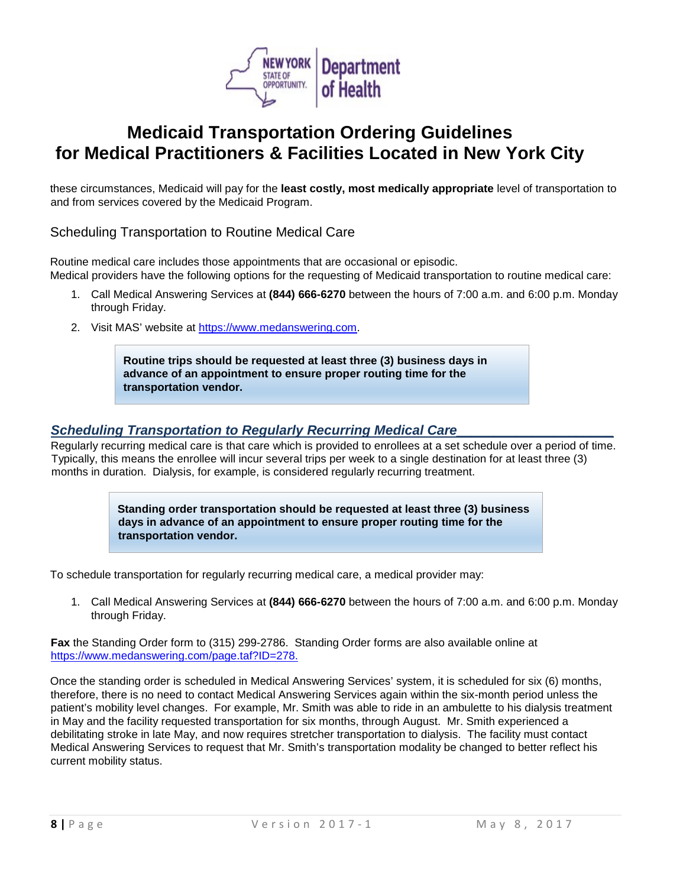these circumstances, Medicaid will pay for the **least costly, most medically appropriate** level of transportation to and from services covered by the Medicaid Program.

## Scheduling Transportation to Routine Medical Care

Routine medical care includes those appointments that are occasional or episodic.
Medical providers have the following options for the requesting of Medicaid transportation to routine medical care:

1. Call Medical Answering Services at **(844) 666-6270** between the hours of 7:00 a.m. and 6:00 p.m. Monday through Friday.
2. Visit MAS' website at https://www.medanswering.com.

> **Routine trips should be requested at least three (3) business days in advance of an appointment to ensure proper routing time for the transportation vendor.**

## *Scheduling Transportation to Regularly Recurring Medical Care*

Regularly recurring medical care is that care which is provided to enrollees at a set schedule over a period of time. Typically, this means the enrollee will incur several trips per week to a single destination for at least three (3) months in duration. Dialysis, for example, is considered regularly recurring treatment.

> **Standing order transportation should be requested at least three (3) business days in advance of an appointment to ensure proper routing time for the transportation vendor.**

To schedule transportation for regularly recurring medical care, a medical provider may:

1. Call Medical Answering Services at **(844) 666-6270** between the hours of 7:00 a.m. and 6:00 p.m. Monday through Friday.

**Fax** the Standing Order form to (315) 299-2786. Standing Order forms are also available online at https://www.medanswering.com/page.taf?ID=278.

Once the standing order is scheduled in Medical Answering Services' system, it is scheduled for six (6) months, therefore, there is no need to contact Medical Answering Services again within the six-month period unless the patient's mobility level changes. For example, Mr. Smith was able to ride in an ambulette to his dialysis treatment in May and the facility requested transportation for six months, through August. Mr. Smith experienced a debilitating stroke in late May, and now requires stretcher transportation to dialysis. The facility must contact Medical Answering Services to request that Mr. Smith's transportation modality be changed to better reflect his current mobility status.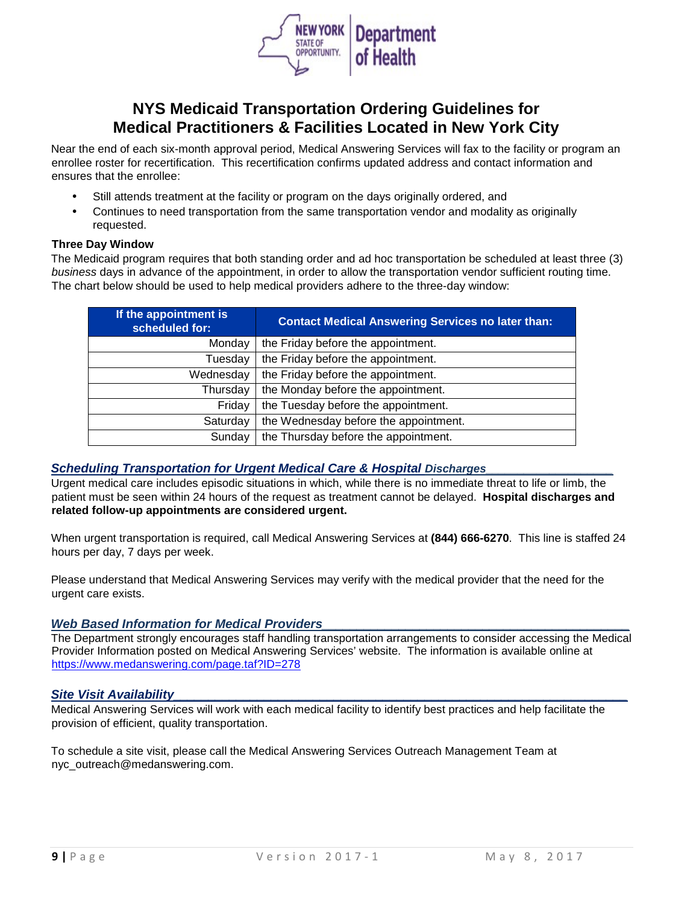# NYS Medicaid Transportation Ordering Guidelines for Medical Practitioners & Facilities Located in New York City

Near the end of each six-month approval period, Medical Answering Services will fax to the facility or program an enrollee roster for recertification. This recertification confirms updated address and contact information and ensures that the enrollee:

- Still attends treatment at the facility or program on the days originally ordered, and
- Continues to need transportation from the same transportation vendor and modality as originally requested.

**Three Day Window**

The Medicaid program requires that both standing order and ad hoc transportation be scheduled at least three (3) *business* days in advance of the appointment, in order to allow the transportation vendor sufficient routing time. The chart below should be used to help medical providers adhere to the three-day window:

| If the appointment is scheduled for: | Contact Medical Answering Services no later than: |
|---:|---|
| Monday | the Friday before the appointment. |
| Tuesday | the Friday before the appointment. |
| Wednesday | the Friday before the appointment. |
| Thursday | the Monday before the appointment. |
| Friday | the Tuesday before the appointment. |
| Saturday | the Wednesday before the appointment. |
| Sunday | the Thursday before the appointment. |

## *Scheduling Transportation for Urgent Medical Care & Hospital Discharges*

Urgent medical care includes episodic situations in which, while there is no immediate threat to life or limb, the patient must be seen within 24 hours of the request as treatment cannot be delayed. **Hospital discharges and related follow-up appointments are considered urgent.**

When urgent transportation is required, call Medical Answering Services at **(844) 666-6270**. This line is staffed 24 hours per day, 7 days per week.

Please understand that Medical Answering Services may verify with the medical provider that the need for the urgent care exists.

## *Web Based Information for Medical Providers*

The Department strongly encourages staff handling transportation arrangements to consider accessing the Medical Provider Information posted on Medical Answering Services' website. The information is available online at https://www.medanswering.com/page.taf?ID=278

## *Site Visit Availability*

Medical Answering Services will work with each medical facility to identify best practices and help facilitate the provision of efficient, quality transportation.

To schedule a site visit, please call the Medical Answering Services Outreach Management Team at nyc_outreach@medanswering.com.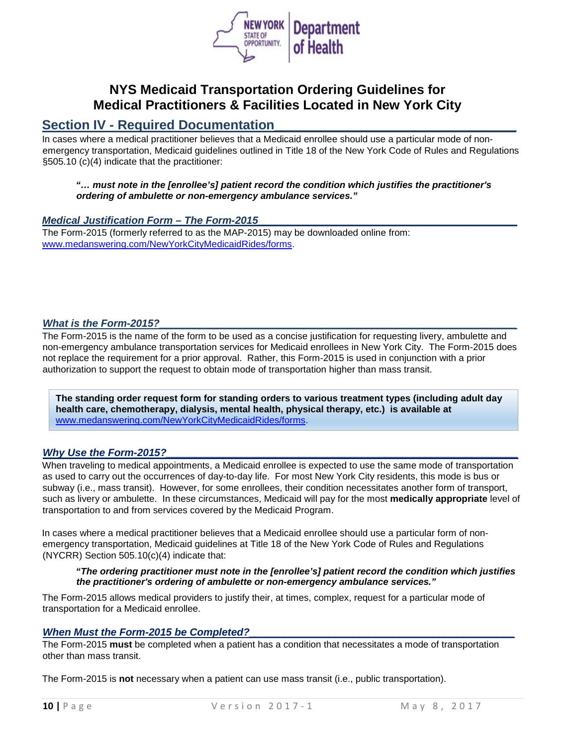# NYS Medicaid Transportation Ordering Guidelines for Medical Practitioners & Facilities Located in New York City

## Section IV - Required Documentation

In cases where a medical practitioner believes that a Medicaid enrollee should use a particular mode of non-emergency transportation, Medicaid guidelines outlined in Title 18 of the New York Code of Rules and Regulations §505.10 (c)(4) indicate that the practitioner:

> ***"… must note in the [enrollee's] patient record the condition which justifies the practitioner's ordering of ambulette or non-emergency ambulance services."***

### *Medical Justification Form – The Form-2015*

The Form-2015 (formerly referred to as the MAP-2015) may be downloaded online from: www.medanswering.com/NewYorkCityMedicaidRides/forms.

### *What is the Form-2015?*

The Form-2015 is the name of the form to be used as a concise justification for requesting livery, ambulette and non-emergency ambulance transportation services for Medicaid enrollees in New York City. The Form-2015 does not replace the requirement for a prior approval. Rather, this Form-2015 is used in conjunction with a prior authorization to support the request to obtain mode of transportation higher than mass transit.

> **The standing order request form for standing orders to various treatment types (including adult day health care, chemotherapy, dialysis, mental health, physical therapy, etc.) is available at** www.medanswering.com/NewYorkCityMedicaidRides/forms.

### *Why Use the Form-2015?*

When traveling to medical appointments, a Medicaid enrollee is expected to use the same mode of transportation as used to carry out the occurrences of day-to-day life. For most New York City residents, this mode is bus or subway (i.e., mass transit). However, for some enrollees, their condition necessitates another form of transport, such as livery or ambulette. In these circumstances, Medicaid will pay for the most **medically appropriate** level of transportation to and from services covered by the Medicaid Program.

In cases where a medical practitioner believes that a Medicaid enrollee should use a particular form of non-emergency transportation, Medicaid guidelines at Title 18 of the New York Code of Rules and Regulations (NYCRR) Section 505.10(c)(4) indicate that:

> ***"The ordering practitioner must note in the [enrollee's] patient record the condition which justifies the practitioner's ordering of ambulette or non-emergency ambulance services."***

The Form-2015 allows medical providers to justify their, at times, complex, request for a particular mode of transportation for a Medicaid enrollee.

### *When Must the Form-2015 be Completed?*

The Form-2015 **must** be completed when a patient has a condition that necessitates a mode of transportation other than mass transit.

The Form-2015 is **not** necessary when a patient can use mass transit (i.e., public transportation).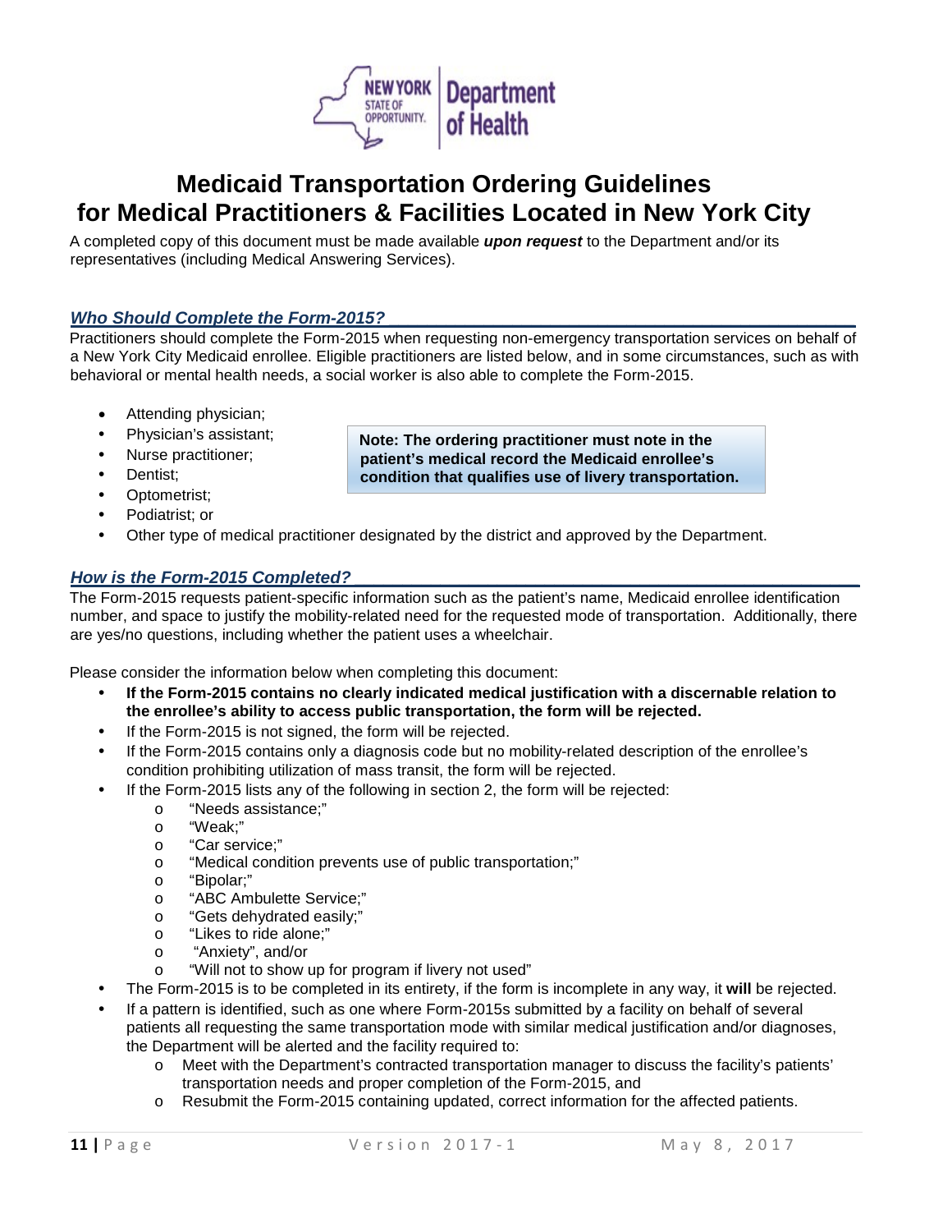# Medicaid Transportation Ordering Guidelines for Medical Practitioners & Facilities Located in New York City

A completed copy of this document must be made available ***upon request*** to the Department and/or its representatives (including Medical Answering Services).

## *Who Should Complete the Form-2015?*

Practitioners should complete the Form-2015 when requesting non-emergency transportation services on behalf of a New York City Medicaid enrollee. Eligible practitioners are listed below, and in some circumstances, such as with behavioral or mental health needs, a social worker is also able to complete the Form-2015.

- Attending physician;
- Physician's assistant;
- Nurse practitioner;
- Dentist;
- Optometrist;
- Podiatrist; or
- Other type of medical practitioner designated by the district and approved by the Department.

**Note: The ordering practitioner must note in the patient's medical record the Medicaid enrollee's condition that qualifies use of livery transportation.**

## *How is the Form-2015 Completed?*

The Form-2015 requests patient-specific information such as the patient's name, Medicaid enrollee identification number, and space to justify the mobility-related need for the requested mode of transportation. Additionally, there are yes/no questions, including whether the patient uses a wheelchair.

Please consider the information below when completing this document:

- **If the Form-2015 contains no clearly indicated medical justification with a discernable relation to the enrollee's ability to access public transportation, the form will be rejected.**
- If the Form-2015 is not signed, the form will be rejected.
- If the Form-2015 contains only a diagnosis code but no mobility-related description of the enrollee's condition prohibiting utilization of mass transit, the form will be rejected.
- If the Form-2015 lists any of the following in section 2, the form will be rejected:
  - "Needs assistance;"
  - "Weak;"
  - "Car service;"
  - "Medical condition prevents use of public transportation;"
  - "Bipolar;"
  - "ABC Ambulette Service;"
  - "Gets dehydrated easily;"
  - "Likes to ride alone;"
  - "Anxiety", and/or
  - "Will not to show up for program if livery not used"
- The Form-2015 is to be completed in its entirety, if the form is incomplete in any way, it **will** be rejected.
- If a pattern is identified, such as one where Form-2015s submitted by a facility on behalf of several patients all requesting the same transportation mode with similar medical justification and/or diagnoses, the Department will be alerted and the facility required to:
  - Meet with the Department's contracted transportation manager to discuss the facility's patients' transportation needs and proper completion of the Form-2015, and
  - Resubmit the Form-2015 containing updated, correct information for the affected patients.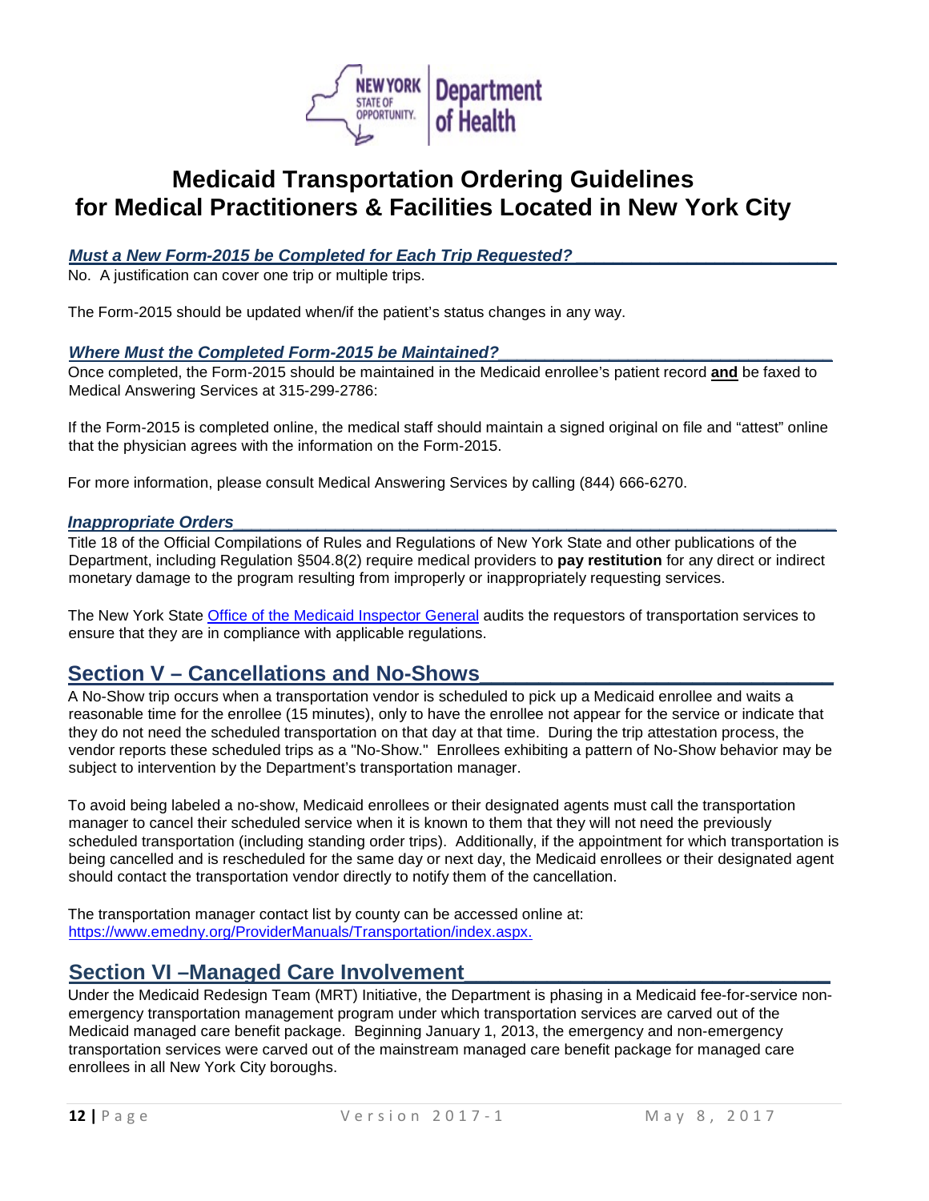# Medicaid Transportation Ordering Guidelines for Medical Practitioners & Facilities Located in New York City

### *Must a New Form-2015 be Completed for Each Trip Requested?*

No. A justification can cover one trip or multiple trips.

The Form-2015 should be updated when/if the patient's status changes in any way.

### *Where Must the Completed Form-2015 be Maintained?*

Once completed, the Form-2015 should be maintained in the Medicaid enrollee's patient record **and** be faxed to Medical Answering Services at 315-299-2786:

If the Form-2015 is completed online, the medical staff should maintain a signed original on file and "attest" online that the physician agrees with the information on the Form-2015.

For more information, please consult Medical Answering Services by calling (844) 666-6270.

### *Inappropriate Orders*

Title 18 of the Official Compilations of Rules and Regulations of New York State and other publications of the Department, including Regulation §504.8(2) require medical providers to **pay restitution** for any direct or indirect monetary damage to the program resulting from improperly or inappropriately requesting services.

The New York State Office of the Medicaid Inspector General audits the requestors of transportation services to ensure that they are in compliance with applicable regulations.

## Section V – Cancellations and No-Shows

A No-Show trip occurs when a transportation vendor is scheduled to pick up a Medicaid enrollee and waits a reasonable time for the enrollee (15 minutes), only to have the enrollee not appear for the service or indicate that they do not need the scheduled transportation on that day at that time. During the trip attestation process, the vendor reports these scheduled trips as a "No-Show." Enrollees exhibiting a pattern of No-Show behavior may be subject to intervention by the Department's transportation manager.

To avoid being labeled a no-show, Medicaid enrollees or their designated agents must call the transportation manager to cancel their scheduled service when it is known to them that they will not need the previously scheduled transportation (including standing order trips). Additionally, if the appointment for which transportation is being cancelled and is rescheduled for the same day or next day, the Medicaid enrollees or their designated agent should contact the transportation vendor directly to notify them of the cancellation.

The transportation manager contact list by county can be accessed online at:
https://www.emedny.org/ProviderManuals/Transportation/index.aspx.

## Section VI –Managed Care Involvement

Under the Medicaid Redesign Team (MRT) Initiative, the Department is phasing in a Medicaid fee-for-service non-emergency transportation management program under which transportation services are carved out of the Medicaid managed care benefit package. Beginning January 1, 2013, the emergency and non-emergency transportation services were carved out of the mainstream managed care benefit package for managed care enrollees in all New York City boroughs.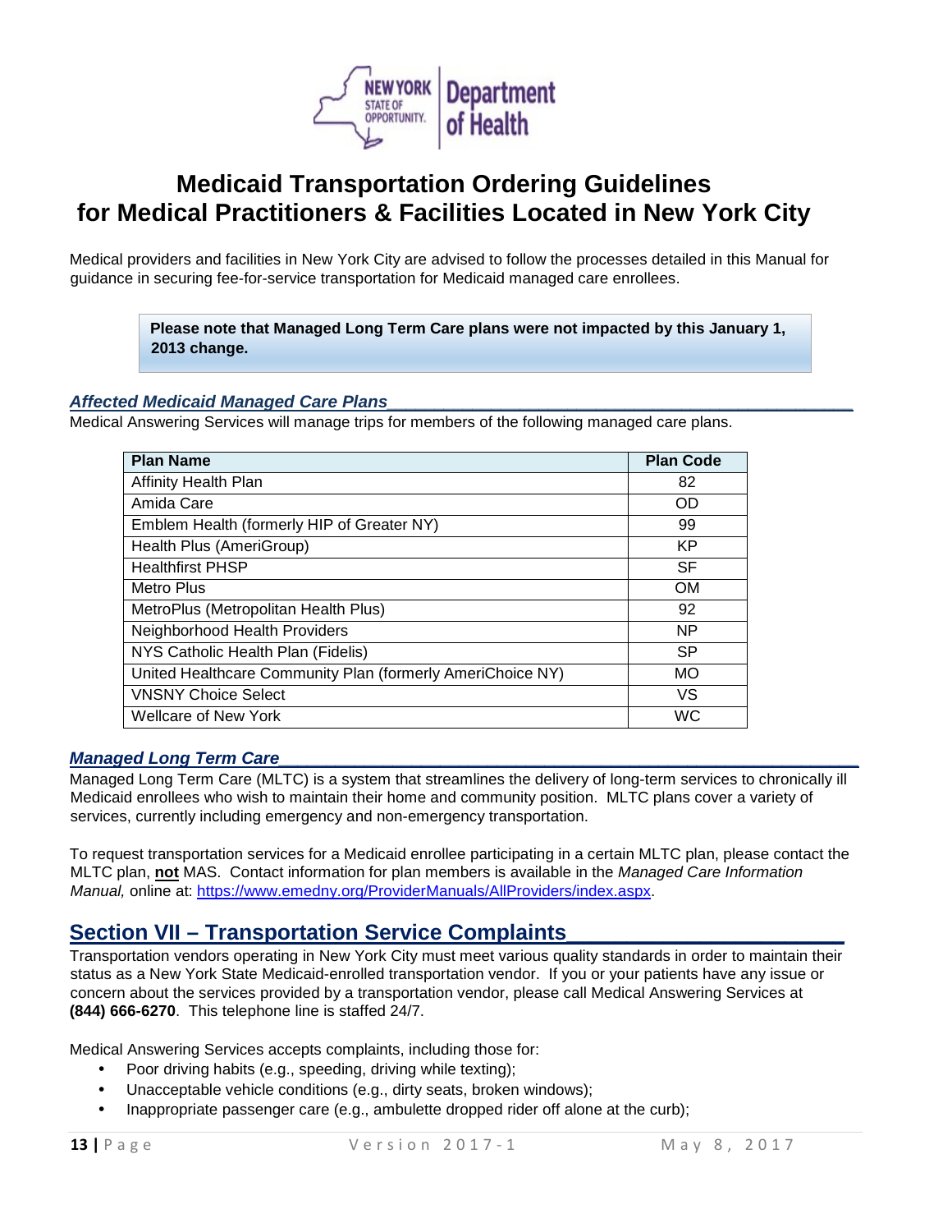NEW YORK STATE OF OPPORTUNITY. Department of Health

# Medicaid Transportation Ordering Guidelines for Medical Practitioners & Facilities Located in New York City

Medical providers and facilities in New York City are advised to follow the processes detailed in this Manual for guidance in securing fee-for-service transportation for Medicaid managed care enrollees.

> **Please note that Managed Long Term Care plans were not impacted by this January 1, 2013 change.**

### *Affected Medicaid Managed Care Plans*

Medical Answering Services will manage trips for members of the following managed care plans.

| Plan Name | Plan Code |
|---|---|
| Affinity Health Plan | 82 |
| Amida Care | OD |
| Emblem Health (formerly HIP of Greater NY) | 99 |
| Health Plus (AmeriGroup) | KP |
| Healthfirst PHSP | SF |
| Metro Plus | OM |
| MetroPlus (Metropolitan Health Plus) | 92 |
| Neighborhood Health Providers | NP |
| NYS Catholic Health Plan (Fidelis) | SP |
| United Healthcare Community Plan (formerly AmeriChoice NY) | MO |
| VNSNY Choice Select | VS |
| Wellcare of New York | WC |

### *Managed Long Term Care*

Managed Long Term Care (MLTC) is a system that streamlines the delivery of long-term services to chronically ill Medicaid enrollees who wish to maintain their home and community position. MLTC plans cover a variety of services, currently including emergency and non-emergency transportation.

To request transportation services for a Medicaid enrollee participating in a certain MLTC plan, please contact the MLTC plan, **not** MAS. Contact information for plan members is available in the *Managed Care Information Manual,* online at: https://www.emedny.org/ProviderManuals/AllProviders/index.aspx.

## Section VII – Transportation Service Complaints

Transportation vendors operating in New York City must meet various quality standards in order to maintain their status as a New York State Medicaid-enrolled transportation vendor. If you or your patients have any issue or concern about the services provided by a transportation vendor, please call Medical Answering Services at **(844) 666-6270**. This telephone line is staffed 24/7.

Medical Answering Services accepts complaints, including those for:

- Poor driving habits (e.g., speeding, driving while texting);
- Unacceptable vehicle conditions (e.g., dirty seats, broken windows);
- Inappropriate passenger care (e.g., ambulette dropped rider off alone at the curb);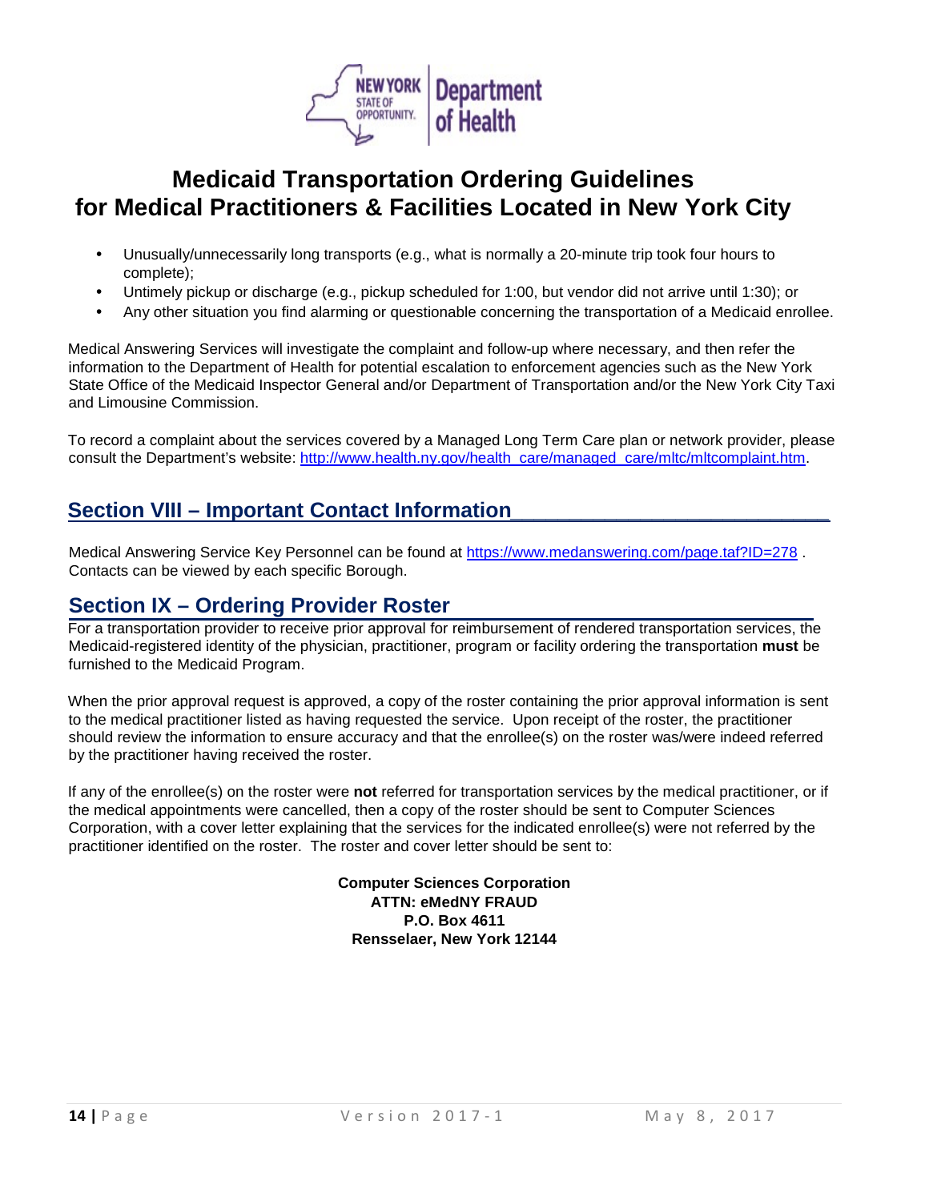- Unusually/unnecessarily long transports (e.g., what is normally a 20-minute trip took four hours to complete);
- Untimely pickup or discharge (e.g., pickup scheduled for 1:00, but vendor did not arrive until 1:30); or
- Any other situation you find alarming or questionable concerning the transportation of a Medicaid enrollee.

Medical Answering Services will investigate the complaint and follow-up where necessary, and then refer the information to the Department of Health for potential escalation to enforcement agencies such as the New York State Office of the Medicaid Inspector General and/or Department of Transportation and/or the New York City Taxi and Limousine Commission.

To record a complaint about the services covered by a Managed Long Term Care plan or network provider, please consult the Department's website: http://www.health.ny.gov/health_care/managed_care/mltc/mltcomplaint.htm.

## Section VIII – Important Contact Information

Medical Answering Service Key Personnel can be found at https://www.medanswering.com/page.taf?ID=278 . Contacts can be viewed by each specific Borough.

## Section IX – Ordering Provider Roster

For a transportation provider to receive prior approval for reimbursement of rendered transportation services, the Medicaid-registered identity of the physician, practitioner, program or facility ordering the transportation **must** be furnished to the Medicaid Program.

When the prior approval request is approved, a copy of the roster containing the prior approval information is sent to the medical practitioner listed as having requested the service. Upon receipt of the roster, the practitioner should review the information to ensure accuracy and that the enrollee(s) on the roster was/were indeed referred by the practitioner having received the roster.

If any of the enrollee(s) on the roster were **not** referred for transportation services by the medical practitioner, or if the medical appointments were cancelled, then a copy of the roster should be sent to Computer Sciences Corporation, with a cover letter explaining that the services for the indicated enrollee(s) were not referred by the practitioner identified on the roster. The roster and cover letter should be sent to:

**Computer Sciences Corporation**
**ATTN: eMedNY FRAUD**
**P.O. Box 4611**
**Rensselaer, New York 12144**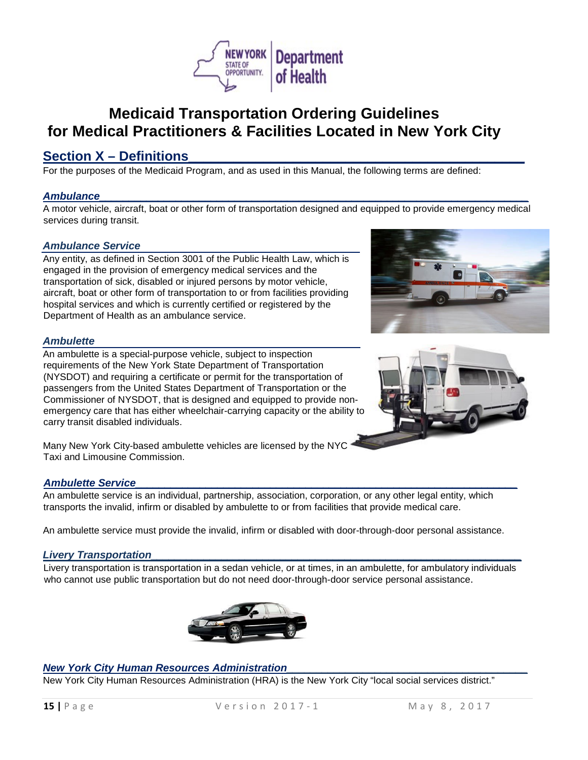# Medicaid Transportation Ordering Guidelines for Medical Practitioners & Facilities Located in New York City

## Section X – Definitions

For the purposes of the Medicaid Program, and as used in this Manual, the following terms are defined:

### *Ambulance*

A motor vehicle, aircraft, boat or other form of transportation designed and equipped to provide emergency medical services during transit.

### *Ambulance Service*

Any entity, as defined in Section 3001 of the Public Health Law, which is engaged in the provision of emergency medical services and the transportation of sick, disabled or injured persons by motor vehicle, aircraft, boat or other form of transportation to or from facilities providing hospital services and which is currently certified or registered by the Department of Health as an ambulance service.

### *Ambulette*

An ambulette is a special-purpose vehicle, subject to inspection requirements of the New York State Department of Transportation (NYSDOT) and requiring a certificate or permit for the transportation of passengers from the United States Department of Transportation or the Commissioner of NYSDOT, that is designed and equipped to provide non-emergency care that has either wheelchair-carrying capacity or the ability to carry transit disabled individuals.

Many New York City-based ambulette vehicles are licensed by the NYC Taxi and Limousine Commission.

### *Ambulette Service*

An ambulette service is an individual, partnership, association, corporation, or any other legal entity, which transports the invalid, infirm or disabled by ambulette to or from facilities that provide medical care.

An ambulette service must provide the invalid, infirm or disabled with door-through-door personal assistance.

### *Livery Transportation*

Livery transportation is transportation in a sedan vehicle, or at times, in an ambulette, for ambulatory individuals who cannot use public transportation but do not need door-through-door service personal assistance.

### *New York City Human Resources Administration*

New York City Human Resources Administration (HRA) is the New York City "local social services district."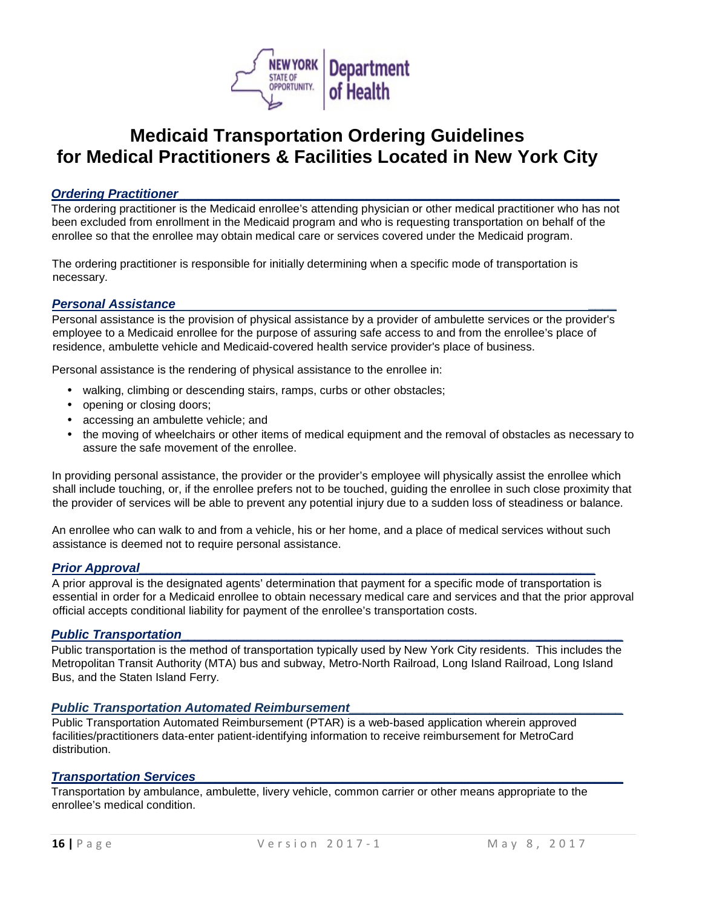# Medicaid Transportation Ordering Guidelines for Medical Practitioners & Facilities Located in New York City

### *Ordering Practitioner*

The ordering practitioner is the Medicaid enrollee's attending physician or other medical practitioner who has not been excluded from enrollment in the Medicaid program and who is requesting transportation on behalf of the enrollee so that the enrollee may obtain medical care or services covered under the Medicaid program.

The ordering practitioner is responsible for initially determining when a specific mode of transportation is necessary.

### *Personal Assistance*

Personal assistance is the provision of physical assistance by a provider of ambulette services or the provider's employee to a Medicaid enrollee for the purpose of assuring safe access to and from the enrollee's place of residence, ambulette vehicle and Medicaid-covered health service provider's place of business.

Personal assistance is the rendering of physical assistance to the enrollee in:

- walking, climbing or descending stairs, ramps, curbs or other obstacles;
- opening or closing doors;
- accessing an ambulette vehicle; and
- the moving of wheelchairs or other items of medical equipment and the removal of obstacles as necessary to assure the safe movement of the enrollee.

In providing personal assistance, the provider or the provider's employee will physically assist the enrollee which shall include touching, or, if the enrollee prefers not to be touched, guiding the enrollee in such close proximity that the provider of services will be able to prevent any potential injury due to a sudden loss of steadiness or balance.

An enrollee who can walk to and from a vehicle, his or her home, and a place of medical services without such assistance is deemed not to require personal assistance.

### *Prior Approval*

A prior approval is the designated agents' determination that payment for a specific mode of transportation is essential in order for a Medicaid enrollee to obtain necessary medical care and services and that the prior approval official accepts conditional liability for payment of the enrollee's transportation costs.

### *Public Transportation*

Public transportation is the method of transportation typically used by New York City residents. This includes the Metropolitan Transit Authority (MTA) bus and subway, Metro-North Railroad, Long Island Railroad, Long Island Bus, and the Staten Island Ferry.

### *Public Transportation Automated Reimbursement*

Public Transportation Automated Reimbursement (PTAR) is a web-based application wherein approved facilities/practitioners data-enter patient-identifying information to receive reimbursement for MetroCard distribution.

### *Transportation Services*

Transportation by ambulance, ambulette, livery vehicle, common carrier or other means appropriate to the enrollee's medical condition.